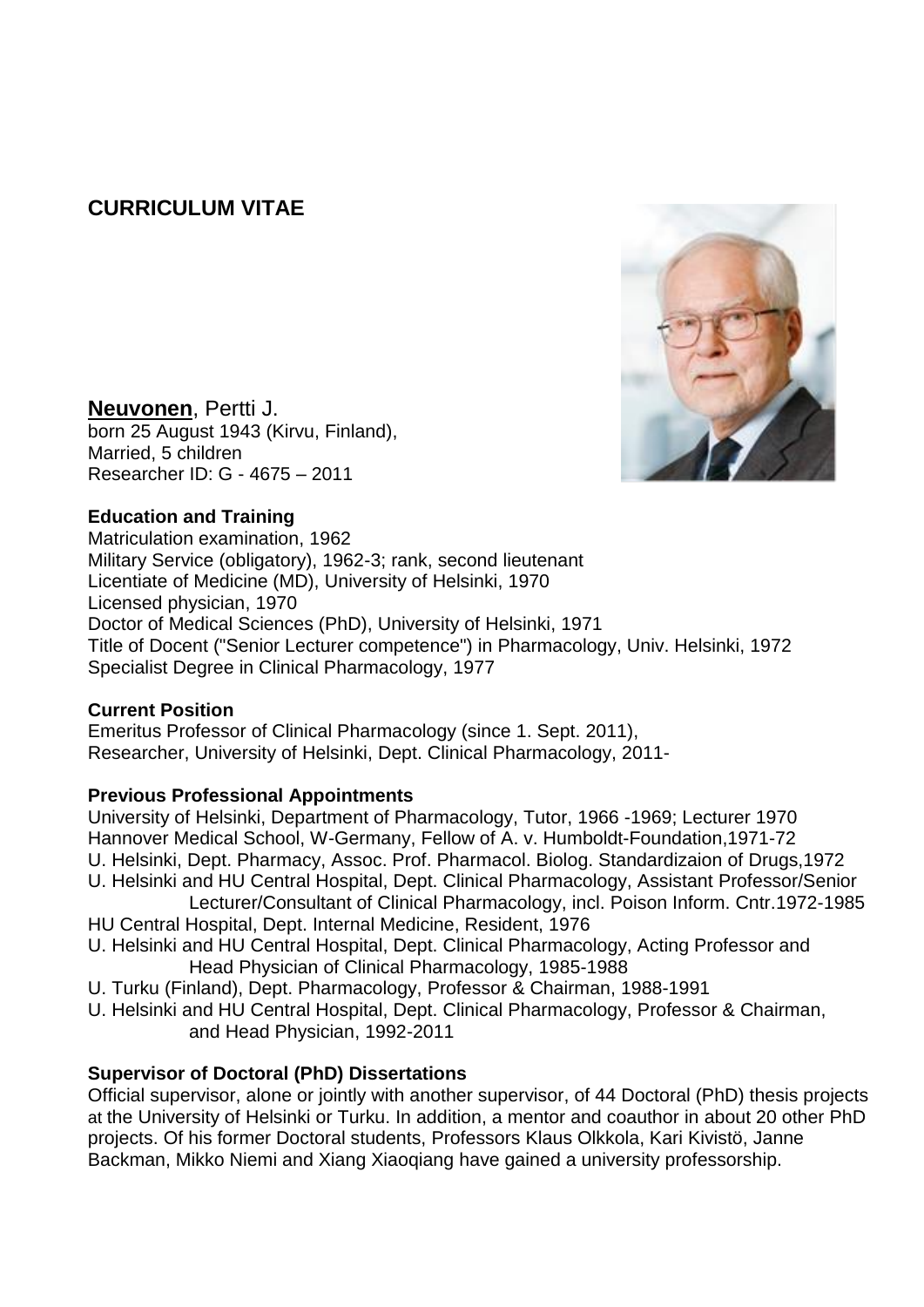# CURRICULUM VITAE

**Neuvonen**, Pertti J.
born 25 August 1943 (Kirvu, Finland),
Married, 5 children
Researcher ID: G - 4675 – 2011

**Education and Training**

Matriculation examination, 1962
Military Service (obligatory), 1962-3; rank, second lieutenant
Licentiate of Medicine (MD), University of Helsinki, 1970
Licensed physician, 1970
Doctor of Medical Sciences (PhD), University of Helsinki, 1971
Title of Docent ("Senior Lecturer competence") in Pharmacology, Univ. Helsinki, 1972
Specialist Degree in Clinical Pharmacology, 1977

**Current Position**

Emeritus Professor of Clinical Pharmacology (since 1. Sept. 2011),
Researcher, University of Helsinki, Dept. Clinical Pharmacology, 2011-

**Previous Professional Appointments**

University of Helsinki, Department of Pharmacology, Tutor, 1966 -1969; Lecturer 1970
Hannover Medical School, W-Germany, Fellow of A. v. Humboldt-Foundation,1971-72
U. Helsinki, Dept. Pharmacy, Assoc. Prof. Pharmacol. Biolog. Standardizaion of Drugs,1972
U. Helsinki and HU Central Hospital, Dept. Clinical Pharmacology, Assistant Professor/Senior Lecturer/Consultant of Clinical Pharmacology, incl. Poison Inform. Cntr.1972-1985
HU Central Hospital, Dept. Internal Medicine, Resident, 1976
U. Helsinki and HU Central Hospital, Dept. Clinical Pharmacology, Acting Professor and Head Physician of Clinical Pharmacology, 1985-1988
U. Turku (Finland), Dept. Pharmacology, Professor & Chairman, 1988-1991
U. Helsinki and HU Central Hospital, Dept. Clinical Pharmacology, Professor & Chairman, and Head Physician, 1992-2011

**Supervisor of Doctoral (PhD) Dissertations**

Official supervisor, alone or jointly with another supervisor, of 44 Doctoral (PhD) thesis projects at the University of Helsinki or Turku. In addition, a mentor and coauthor in about 20 other PhD projects. Of his former Doctoral students, Professors Klaus Olkkola, Kari Kivistö, Janne Backman, Mikko Niemi and Xiang Xiaoqiang have gained a university professorship.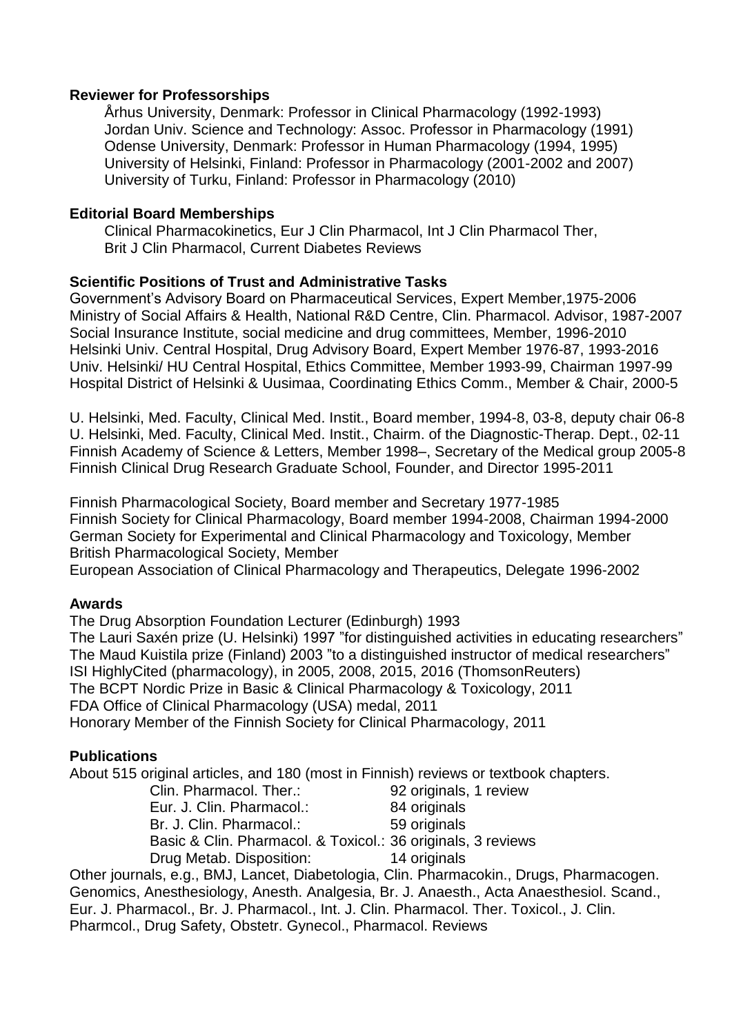**Reviewer for Professorships**

Århus University, Denmark: Professor in Clinical Pharmacology (1992-1993)
Jordan Univ. Science and Technology: Assoc. Professor in Pharmacology (1991)
Odense University, Denmark: Professor in Human Pharmacology (1994, 1995)
University of Helsinki, Finland: Professor in Pharmacology (2001-2002 and 2007)
University of Turku, Finland: Professor in Pharmacology (2010)

**Editorial Board Memberships**

Clinical Pharmacokinetics, Eur J Clin Pharmacol, Int J Clin Pharmacol Ther,
Brit J Clin Pharmacol, Current Diabetes Reviews

**Scientific Positions of Trust and Administrative Tasks**

Government's Advisory Board on Pharmaceutical Services, Expert Member,1975-2006
Ministry of Social Affairs & Health, National R&D Centre, Clin. Pharmacol. Advisor, 1987-2007
Social Insurance Institute, social medicine and drug committees, Member, 1996-2010
Helsinki Univ. Central Hospital, Drug Advisory Board, Expert Member 1976-87, 1993-2016
Univ. Helsinki/ HU Central Hospital, Ethics Committee, Member 1993-99, Chairman 1997-99
Hospital District of Helsinki & Uusimaa, Coordinating Ethics Comm., Member & Chair, 2000-5

U. Helsinki, Med. Faculty, Clinical Med. Instit., Board member, 1994-8, 03-8, deputy chair 06-8
U. Helsinki, Med. Faculty, Clinical Med. Instit., Chairm. of the Diagnostic-Therap. Dept., 02-11
Finnish Academy of Science & Letters, Member 1998–, Secretary of the Medical group 2005-8
Finnish Clinical Drug Research Graduate School, Founder, and Director 1995-2011

Finnish Pharmacological Society, Board member and Secretary 1977-1985
Finnish Society for Clinical Pharmacology, Board member 1994-2008, Chairman 1994-2000
German Society for Experimental and Clinical Pharmacology and Toxicology, Member
British Pharmacological Society, Member
European Association of Clinical Pharmacology and Therapeutics, Delegate 1996-2002

**Awards**

The Drug Absorption Foundation Lecturer (Edinburgh) 1993
The Lauri Saxén prize (U. Helsinki) 1997 "for distinguished activities in educating researchers"
The Maud Kuistila prize (Finland) 2003 "to a distinguished instructor of medical researchers"
ISI HighlyCited (pharmacology), in 2005, 2008, 2015, 2016 (ThomsonReuters)
The BCPT Nordic Prize in Basic & Clinical Pharmacology & Toxicology, 2011
FDA Office of Clinical Pharmacology (USA) medal, 2011
Honorary Member of the Finnish Society for Clinical Pharmacology, 2011

**Publications**

About 515 original articles, and 180 (most in Finnish) reviews or textbook chapters.

| | |
|---|---|
| Clin. Pharmacol. Ther.: | 92 originals, 1 review |
| Eur. J. Clin. Pharmacol.: | 84 originals |
| Br. J. Clin. Pharmacol.: | 59 originals |
| Basic & Clin. Pharmacol. & Toxicol.: | 36 originals, 3 reviews |
| Drug Metab. Disposition: | 14 originals |

Other journals, e.g., BMJ, Lancet, Diabetologia, Clin. Pharmacokin., Drugs, Pharmacogen. Genomics, Anesthesiology, Anesth. Analgesia, Br. J. Anaesth., Acta Anaesthesiol. Scand., Eur. J. Pharmacol., Br. J. Pharmacol., Int. J. Clin. Pharmacol. Ther. Toxicol., J. Clin. Pharmcol., Drug Safety, Obstetr. Gynecol., Pharmacol. Reviews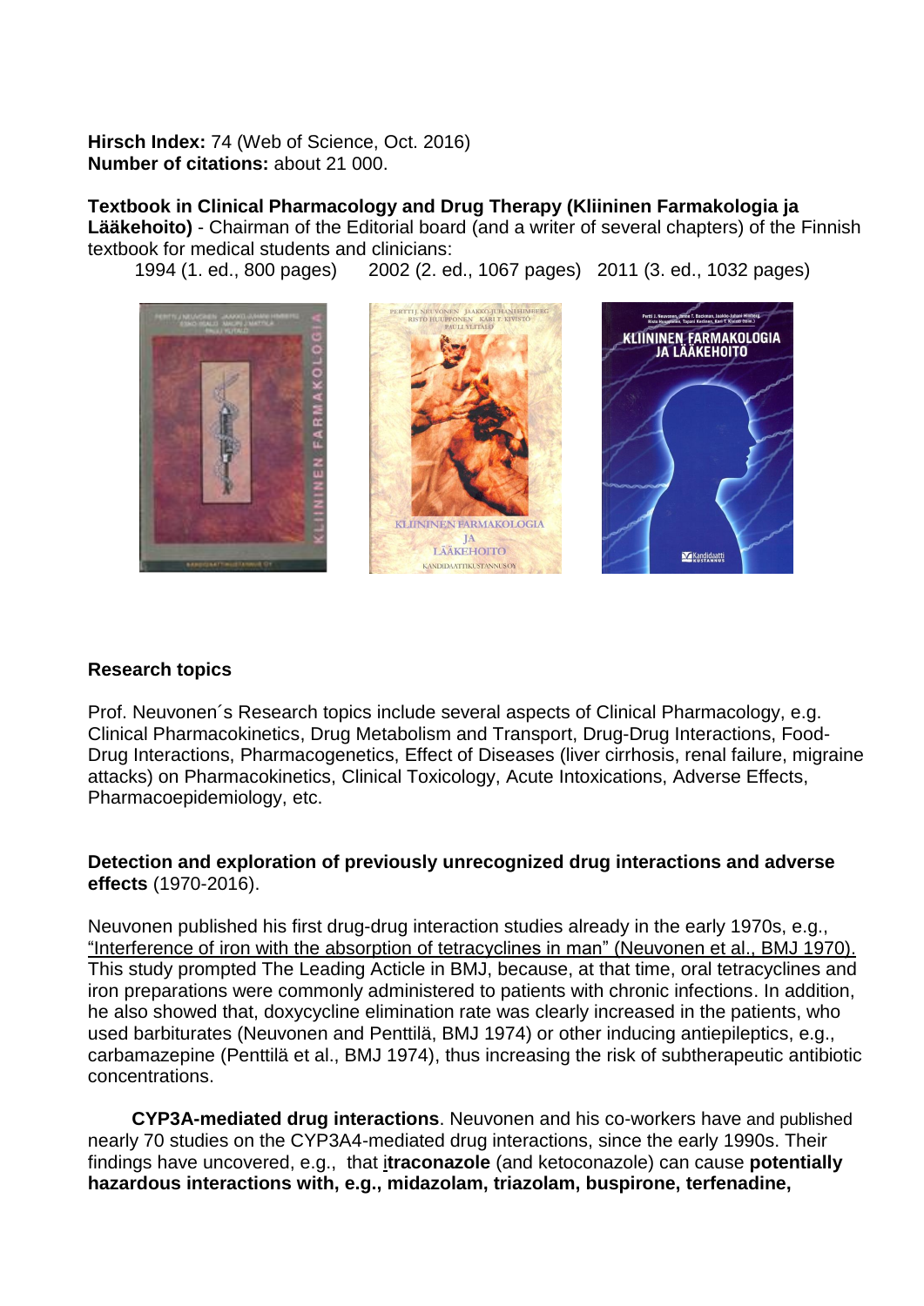**Hirsch Index:** 74 (Web of Science, Oct. 2016)
**Number of citations:** about 21 000.

**Textbook in Clinical Pharmacology and Drug Therapy (Kliininen Farmakologia ja Lääkehoito)** - Chairman of the Editorial board (and a writer of several chapters) of the Finnish textbook for medical students and clinicians:

1994 (1. ed., 800 pages)  2002 (2. ed., 1067 pages)  2011 (3. ed., 1032 pages)

## Research topics

Prof. Neuvonen´s Research topics include several aspects of Clinical Pharmacology, e.g. Clinical Pharmacokinetics, Drug Metabolism and Transport, Drug-Drug Interactions, Food-Drug Interactions, Pharmacogenetics, Effect of Diseases (liver cirrhosis, renal failure, migraine attacks) on Pharmacokinetics, Clinical Toxicology, Acute Intoxications, Adverse Effects, Pharmacoepidemiology, etc.

**Detection and exploration of previously unrecognized drug interactions and adverse effects** (1970-2016).

Neuvonen published his first drug-drug interaction studies already in the early 1970s, e.g., "Interference of iron with the absorption of tetracyclines in man" (Neuvonen et al., BMJ 1970). This study prompted The Leading Acticle in BMJ, because, at that time, oral tetracyclines and iron preparations were commonly administered to patients with chronic infections. In addition, he also showed that, doxycycline elimination rate was clearly increased in the patients, who used barbiturates (Neuvonen and Penttilä, BMJ 1974) or other inducing antiepileptics, e.g., carbamazepine (Penttilä et al., BMJ 1974), thus increasing the risk of subtherapeutic antibiotic concentrations.

**CYP3A-mediated drug interactions**. Neuvonen and his co-workers have and published nearly 70 studies on the CYP3A4-mediated drug interactions, since the early 1990s. Their findings have uncovered, e.g., that i**traconazole** (and ketoconazole) can cause **potentially hazardous interactions with, e.g., midazolam, triazolam, buspirone, terfenadine,**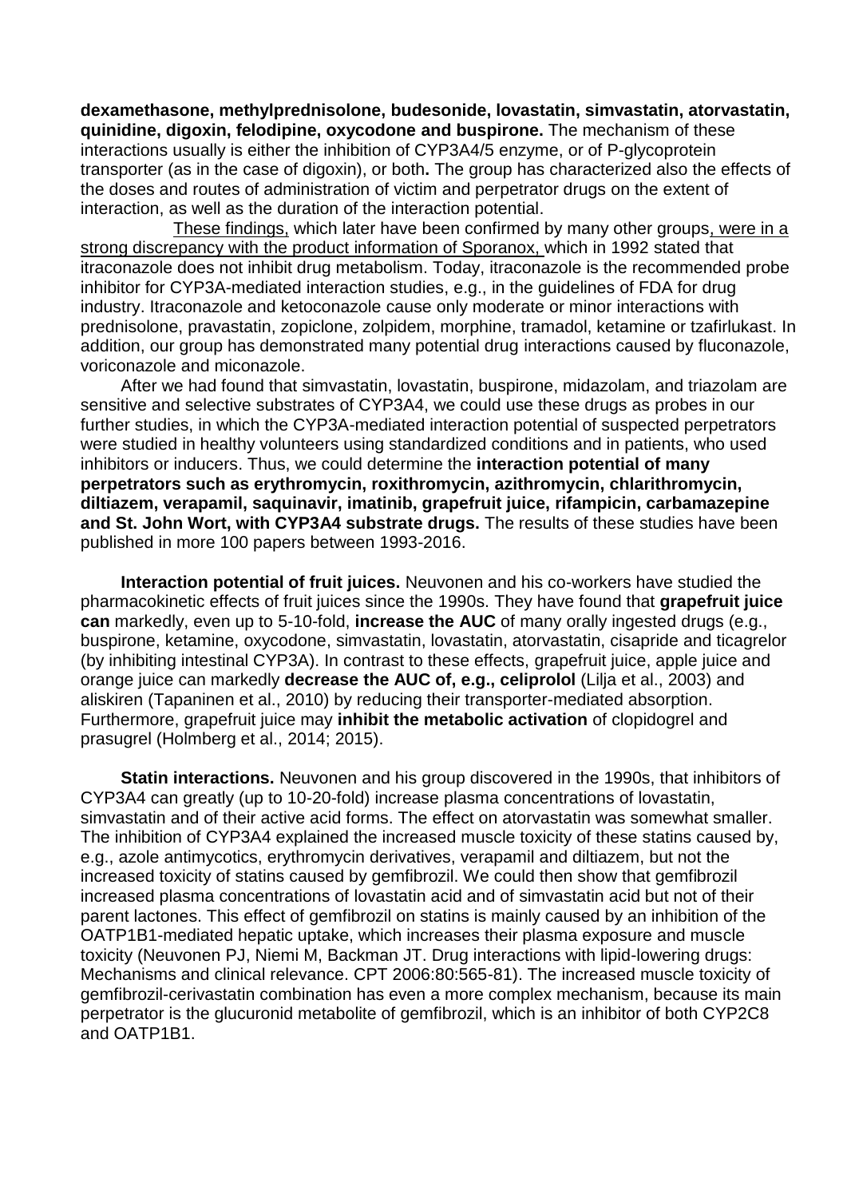**dexamethasone, methylprednisolone, budesonide, lovastatin, simvastatin, atorvastatin, quinidine, digoxin, felodipine, oxycodone and buspirone.** The mechanism of these interactions usually is either the inhibition of CYP3A4/5 enzyme, or of P-glycoprotein transporter (as in the case of digoxin), or both**.** The group has characterized also the effects of the doses and routes of administration of victim and perpetrator drugs on the extent of interaction, as well as the duration of the interaction potential.

These findings, which later have been confirmed by many other groups, were in a strong discrepancy with the product information of Sporanox, which in 1992 stated that itraconazole does not inhibit drug metabolism. Today, itraconazole is the recommended probe inhibitor for CYP3A-mediated interaction studies, e.g., in the guidelines of FDA for drug industry. Itraconazole and ketoconazole cause only moderate or minor interactions with prednisolone, pravastatin, zopiclone, zolpidem, morphine, tramadol, ketamine or tzafirlukast. In addition, our group has demonstrated many potential drug interactions caused by fluconazole, voriconazole and miconazole.

After we had found that simvastatin, lovastatin, buspirone, midazolam, and triazolam are sensitive and selective substrates of CYP3A4, we could use these drugs as probes in our further studies, in which the CYP3A-mediated interaction potential of suspected perpetrators were studied in healthy volunteers using standardized conditions and in patients, who used inhibitors or inducers. Thus, we could determine the **interaction potential of many perpetrators such as erythromycin, roxithromycin, azithromycin, chlarithromycin, diltiazem, verapamil, saquinavir, imatinib, grapefruit juice, rifampicin, carbamazepine and St. John Wort, with CYP3A4 substrate drugs.** The results of these studies have been published in more 100 papers between 1993-2016.

**Interaction potential of fruit juices.** Neuvonen and his co-workers have studied the pharmacokinetic effects of fruit juices since the 1990s. They have found that **grapefruit juice can** markedly, even up to 5-10-fold, **increase the AUC** of many orally ingested drugs (e.g., buspirone, ketamine, oxycodone, simvastatin, lovastatin, atorvastatin, cisapride and ticagrelor (by inhibiting intestinal CYP3A). In contrast to these effects, grapefruit juice, apple juice and orange juice can markedly **decrease the AUC of, e.g., celiprolol** (Lilja et al., 2003) and aliskiren (Tapaninen et al., 2010) by reducing their transporter-mediated absorption. Furthermore, grapefruit juice may **inhibit the metabolic activation** of clopidogrel and prasugrel (Holmberg et al., 2014; 2015).

**Statin interactions.** Neuvonen and his group discovered in the 1990s, that inhibitors of CYP3A4 can greatly (up to 10-20-fold) increase plasma concentrations of lovastatin, simvastatin and of their active acid forms. The effect on atorvastatin was somewhat smaller. The inhibition of CYP3A4 explained the increased muscle toxicity of these statins caused by, e.g., azole antimycotics, erythromycin derivatives, verapamil and diltiazem, but not the increased toxicity of statins caused by gemfibrozil. We could then show that gemfibrozil increased plasma concentrations of lovastatin acid and of simvastatin acid but not of their parent lactones. This effect of gemfibrozil on statins is mainly caused by an inhibition of the OATP1B1-mediated hepatic uptake, which increases their plasma exposure and muscle toxicity (Neuvonen PJ, Niemi M, Backman JT. Drug interactions with lipid-lowering drugs: Mechanisms and clinical relevance. CPT 2006:80:565-81). The increased muscle toxicity of gemfibrozil-cerivastatin combination has even a more complex mechanism, because its main perpetrator is the glucuronid metabolite of gemfibrozil, which is an inhibitor of both CYP2C8 and OATP1B1.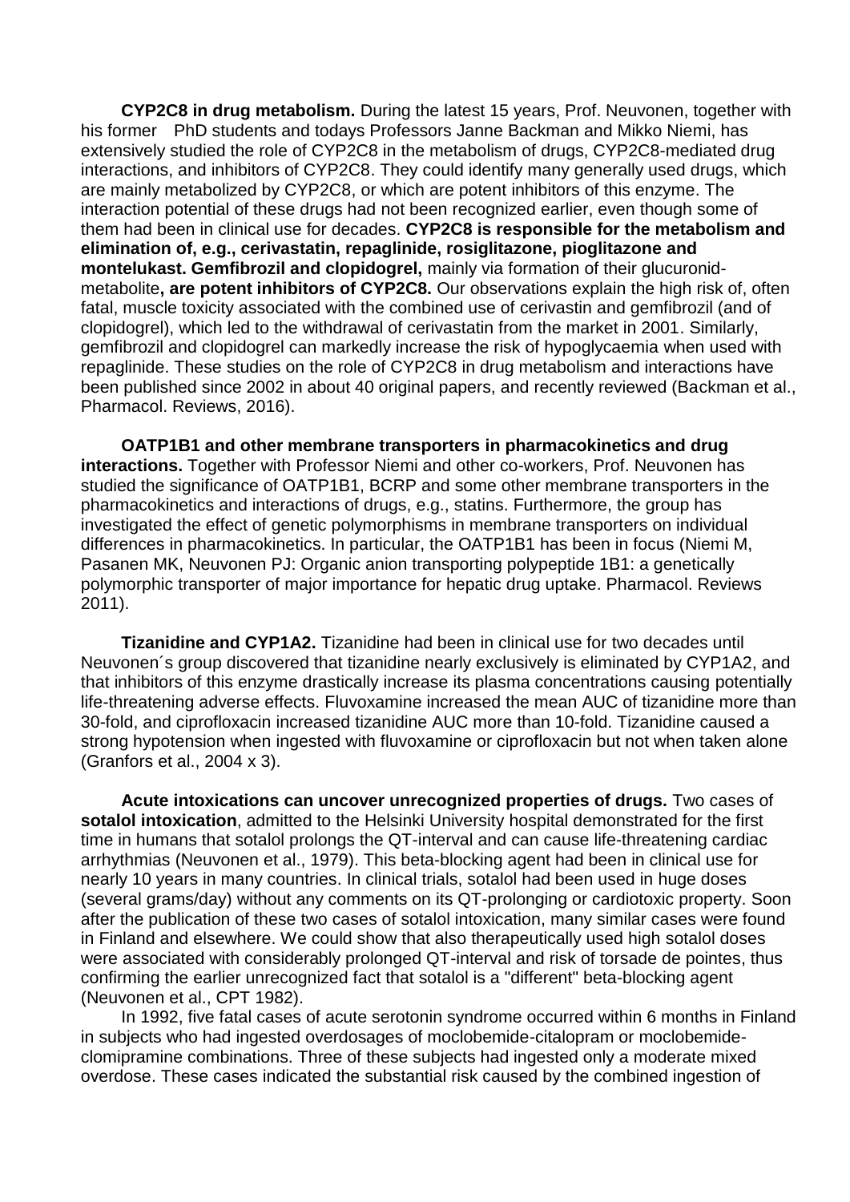**CYP2C8 in drug metabolism.** During the latest 15 years, Prof. Neuvonen, together with his former PhD students and todays Professors Janne Backman and Mikko Niemi, has extensively studied the role of CYP2C8 in the metabolism of drugs, CYP2C8-mediated drug interactions, and inhibitors of CYP2C8. They could identify many generally used drugs, which are mainly metabolized by CYP2C8, or which are potent inhibitors of this enzyme. The interaction potential of these drugs had not been recognized earlier, even though some of them had been in clinical use for decades. **CYP2C8 is responsible for the metabolism and elimination of, e.g., cerivastatin, repaglinide, rosiglitazone, pioglitazone and montelukast. Gemfibrozil and clopidogrel,** mainly via formation of their glucuronid-metabolite**, are potent inhibitors of CYP2C8.** Our observations explain the high risk of, often fatal, muscle toxicity associated with the combined use of cerivastin and gemfibrozil (and of clopidogrel), which led to the withdrawal of cerivastatin from the market in 2001. Similarly, gemfibrozil and clopidogrel can markedly increase the risk of hypoglycaemia when used with repaglinide. These studies on the role of CYP2C8 in drug metabolism and interactions have been published since 2002 in about 40 original papers, and recently reviewed (Backman et al., Pharmacol. Reviews, 2016).

**OATP1B1 and other membrane transporters in pharmacokinetics and drug interactions.** Together with Professor Niemi and other co-workers, Prof. Neuvonen has studied the significance of OATP1B1, BCRP and some other membrane transporters in the pharmacokinetics and interactions of drugs, e.g., statins. Furthermore, the group has investigated the effect of genetic polymorphisms in membrane transporters on individual differences in pharmacokinetics. In particular, the OATP1B1 has been in focus (Niemi M, Pasanen MK, Neuvonen PJ: Organic anion transporting polypeptide 1B1: a genetically polymorphic transporter of major importance for hepatic drug uptake. Pharmacol. Reviews 2011).

**Tizanidine and CYP1A2.** Tizanidine had been in clinical use for two decades until Neuvonen´s group discovered that tizanidine nearly exclusively is eliminated by CYP1A2, and that inhibitors of this enzyme drastically increase its plasma concentrations causing potentially life-threatening adverse effects. Fluvoxamine increased the mean AUC of tizanidine more than 30-fold, and ciprofloxacin increased tizanidine AUC more than 10-fold. Tizanidine caused a strong hypotension when ingested with fluvoxamine or ciprofloxacin but not when taken alone (Granfors et al., 2004 x 3).

**Acute intoxications can uncover unrecognized properties of drugs.** Two cases of **sotalol intoxication**, admitted to the Helsinki University hospital demonstrated for the first time in humans that sotalol prolongs the QT-interval and can cause life-threatening cardiac arrhythmias (Neuvonen et al., 1979). This beta-blocking agent had been in clinical use for nearly 10 years in many countries. In clinical trials, sotalol had been used in huge doses (several grams/day) without any comments on its QT-prolonging or cardiotoxic property. Soon after the publication of these two cases of sotalol intoxication, many similar cases were found in Finland and elsewhere. We could show that also therapeutically used high sotalol doses were associated with considerably prolonged QT-interval and risk of torsade de pointes, thus confirming the earlier unrecognized fact that sotalol is a "different" beta-blocking agent (Neuvonen et al., CPT 1982).

In 1992, five fatal cases of acute serotonin syndrome occurred within 6 months in Finland in subjects who had ingested overdosages of moclobemide-citalopram or moclobemide-clomipramine combinations. Three of these subjects had ingested only a moderate mixed overdose. These cases indicated the substantial risk caused by the combined ingestion of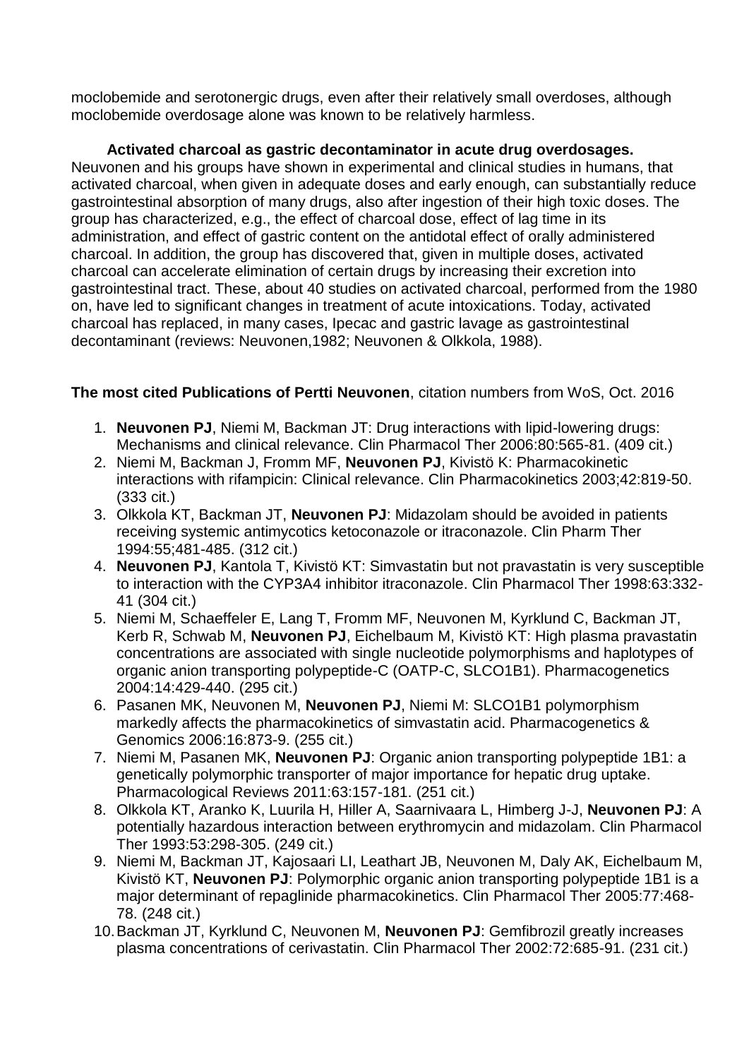moclobemide and serotonergic drugs, even after their relatively small overdoses, although moclobemide overdosage alone was known to be relatively harmless.

**Activated charcoal as gastric decontaminator in acute drug overdosages.** Neuvonen and his groups have shown in experimental and clinical studies in humans, that activated charcoal, when given in adequate doses and early enough, can substantially reduce gastrointestinal absorption of many drugs, also after ingestion of their high toxic doses. The group has characterized, e.g., the effect of charcoal dose, effect of lag time in its administration, and effect of gastric content on the antidotal effect of orally administered charcoal. In addition, the group has discovered that, given in multiple doses, activated charcoal can accelerate elimination of certain drugs by increasing their excretion into gastrointestinal tract. These, about 40 studies on activated charcoal, performed from the 1980 on, have led to significant changes in treatment of acute intoxications. Today, activated charcoal has replaced, in many cases, Ipecac and gastric lavage as gastrointestinal decontaminant (reviews: Neuvonen,1982; Neuvonen & Olkkola, 1988).

**The most cited Publications of Pertti Neuvonen**, citation numbers from WoS, Oct. 2016

1. **Neuvonen PJ**, Niemi M, Backman JT: Drug interactions with lipid-lowering drugs: Mechanisms and clinical relevance. Clin Pharmacol Ther 2006:80:565-81. (409 cit.)
2. Niemi M, Backman J, Fromm MF, **Neuvonen PJ**, Kivistö K: Pharmacokinetic interactions with rifampicin: Clinical relevance. Clin Pharmacokinetics 2003;42:819-50. (333 cit.)
3. Olkkola KT, Backman JT, **Neuvonen PJ**: Midazolam should be avoided in patients receiving systemic antimycotics ketoconazole or itraconazole. Clin Pharm Ther 1994:55;481-485. (312 cit.)
4. **Neuvonen PJ**, Kantola T, Kivistö KT: Simvastatin but not pravastatin is very susceptible to interaction with the CYP3A4 inhibitor itraconazole. Clin Pharmacol Ther 1998:63:332-41 (304 cit.)
5. Niemi M, Schaeffeler E, Lang T, Fromm MF, Neuvonen M, Kyrklund C, Backman JT, Kerb R, Schwab M, **Neuvonen PJ**, Eichelbaum M, Kivistö KT: High plasma pravastatin concentrations are associated with single nucleotide polymorphisms and haplotypes of organic anion transporting polypeptide-C (OATP-C, SLCO1B1). Pharmacogenetics 2004:14:429-440. (295 cit.)
6. Pasanen MK, Neuvonen M, **Neuvonen PJ**, Niemi M: SLCO1B1 polymorphism markedly affects the pharmacokinetics of simvastatin acid. Pharmacogenetics & Genomics 2006:16:873-9. (255 cit.)
7. Niemi M, Pasanen MK, **Neuvonen PJ**: Organic anion transporting polypeptide 1B1: a genetically polymorphic transporter of major importance for hepatic drug uptake. Pharmacological Reviews 2011:63:157-181. (251 cit.)
8. Olkkola KT, Aranko K, Luurila H, Hiller A, Saarnivaara L, Himberg J-J, **Neuvonen PJ**: A potentially hazardous interaction between erythromycin and midazolam. Clin Pharmacol Ther 1993:53:298-305. (249 cit.)
9. Niemi M, Backman JT, Kajosaari LI, Leathart JB, Neuvonen M, Daly AK, Eichelbaum M, Kivistö KT, **Neuvonen PJ**: Polymorphic organic anion transporting polypeptide 1B1 is a major determinant of repaglinide pharmacokinetics. Clin Pharmacol Ther 2005:77:468-78. (248 cit.)
10. Backman JT, Kyrklund C, Neuvonen M, **Neuvonen PJ**: Gemfibrozil greatly increases plasma concentrations of cerivastatin. Clin Pharmacol Ther 2002:72:685-91. (231 cit.)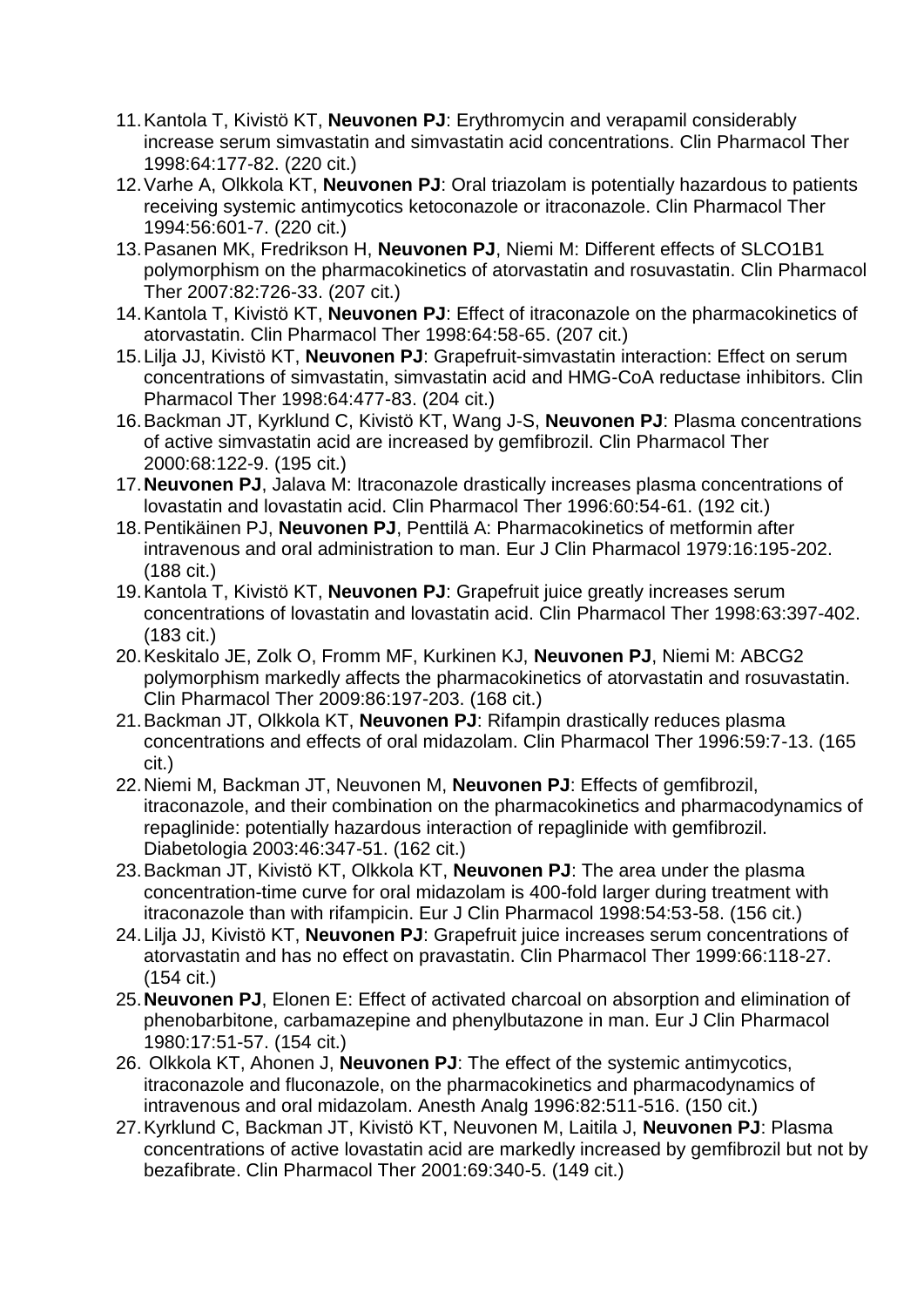11. Kantola T, Kivistö KT, **Neuvonen PJ**: Erythromycin and verapamil considerably increase serum simvastatin and simvastatin acid concentrations. Clin Pharmacol Ther 1998:64:177-82. (220 cit.)
12. Varhe A, Olkkola KT, **Neuvonen PJ**: Oral triazolam is potentially hazardous to patients receiving systemic antimycotics ketoconazole or itraconazole. Clin Pharmacol Ther 1994:56:601-7. (220 cit.)
13. Pasanen MK, Fredrikson H, **Neuvonen PJ**, Niemi M: Different effects of SLCO1B1 polymorphism on the pharmacokinetics of atorvastatin and rosuvastatin. Clin Pharmacol Ther 2007:82:726-33. (207 cit.)
14. Kantola T, Kivistö KT, **Neuvonen PJ**: Effect of itraconazole on the pharmacokinetics of atorvastatin. Clin Pharmacol Ther 1998:64:58-65. (207 cit.)
15. Lilja JJ, Kivistö KT, **Neuvonen PJ**: Grapefruit-simvastatin interaction: Effect on serum concentrations of simvastatin, simvastatin acid and HMG-CoA reductase inhibitors. Clin Pharmacol Ther 1998:64:477-83. (204 cit.)
16. Backman JT, Kyrklund C, Kivistö KT, Wang J-S, **Neuvonen PJ**: Plasma concentrations of active simvastatin acid are increased by gemfibrozil. Clin Pharmacol Ther 2000:68:122-9. (195 cit.)
17. **Neuvonen PJ**, Jalava M: Itraconazole drastically increases plasma concentrations of lovastatin and lovastatin acid. Clin Pharmacol Ther 1996:60:54-61. (192 cit.)
18. Pentikäinen PJ, **Neuvonen PJ**, Penttilä A: Pharmacokinetics of metformin after intravenous and oral administration to man. Eur J Clin Pharmacol 1979:16:195-202. (188 cit.)
19. Kantola T, Kivistö KT, **Neuvonen PJ**: Grapefruit juice greatly increases serum concentrations of lovastatin and lovastatin acid. Clin Pharmacol Ther 1998:63:397-402. (183 cit.)
20. Keskitalo JE, Zolk O, Fromm MF, Kurkinen KJ, **Neuvonen PJ**, Niemi M: ABCG2 polymorphism markedly affects the pharmacokinetics of atorvastatin and rosuvastatin. Clin Pharmacol Ther 2009:86:197-203. (168 cit.)
21. Backman JT, Olkkola KT, **Neuvonen PJ**: Rifampin drastically reduces plasma concentrations and effects of oral midazolam. Clin Pharmacol Ther 1996:59:7-13. (165 cit.)
22. Niemi M, Backman JT, Neuvonen M, **Neuvonen PJ**: Effects of gemfibrozil, itraconazole, and their combination on the pharmacokinetics and pharmacodynamics of repaglinide: potentially hazardous interaction of repaglinide with gemfibrozil. Diabetologia 2003:46:347-51. (162 cit.)
23. Backman JT, Kivistö KT, Olkkola KT, **Neuvonen PJ**: The area under the plasma concentration-time curve for oral midazolam is 400-fold larger during treatment with itraconazole than with rifampicin. Eur J Clin Pharmacol 1998:54:53-58. (156 cit.)
24. Lilja JJ, Kivistö KT, **Neuvonen PJ**: Grapefruit juice increases serum concentrations of atorvastatin and has no effect on pravastatin. Clin Pharmacol Ther 1999:66:118-27. (154 cit.)
25. **Neuvonen PJ**, Elonen E: Effect of activated charcoal on absorption and elimination of phenobarbitone, carbamazepine and phenylbutazone in man. Eur J Clin Pharmacol 1980:17:51-57. (154 cit.)
26. Olkkola KT, Ahonen J, **Neuvonen PJ**: The effect of the systemic antimycotics, itraconazole and fluconazole, on the pharmacokinetics and pharmacodynamics of intravenous and oral midazolam. Anesth Analg 1996:82:511-516. (150 cit.)
27. Kyrklund C, Backman JT, Kivistö KT, Neuvonen M, Laitila J, **Neuvonen PJ**: Plasma concentrations of active lovastatin acid are markedly increased by gemfibrozil but not by bezafibrate. Clin Pharmacol Ther 2001:69:340-5. (149 cit.)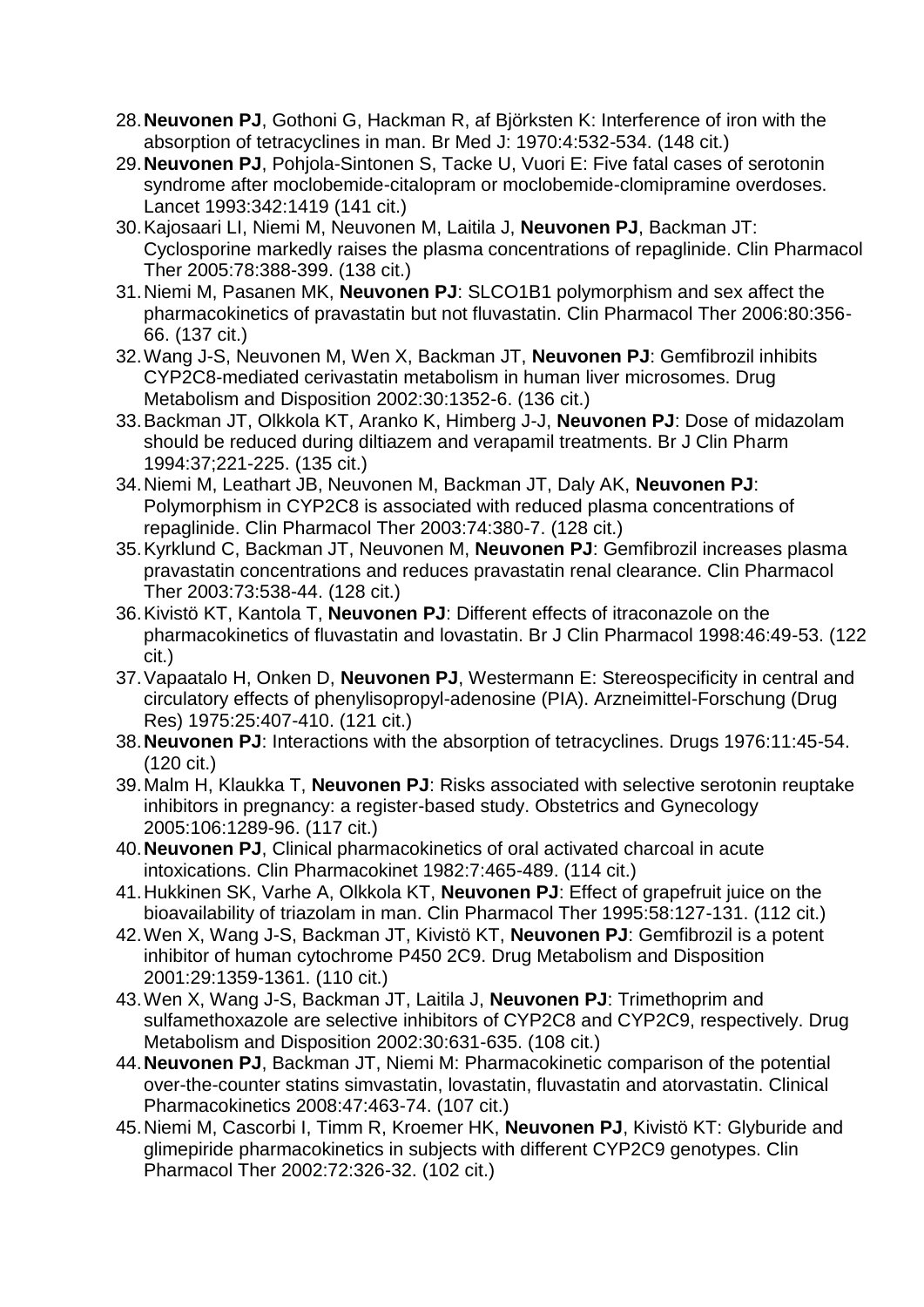28. **Neuvonen PJ**, Gothoni G, Hackman R, af Björksten K: Interference of iron with the absorption of tetracyclines in man. Br Med J: 1970:4:532-534. (148 cit.)
29. **Neuvonen PJ**, Pohjola-Sintonen S, Tacke U, Vuori E: Five fatal cases of serotonin syndrome after moclobemide-citalopram or moclobemide-clomipramine overdoses. Lancet 1993:342:1419 (141 cit.)
30. Kajosaari LI, Niemi M, Neuvonen M, Laitila J, **Neuvonen PJ**, Backman JT: Cyclosporine markedly raises the plasma concentrations of repaglinide. Clin Pharmacol Ther 2005:78:388-399. (138 cit.)
31. Niemi M, Pasanen MK, **Neuvonen PJ**: SLCO1B1 polymorphism and sex affect the pharmacokinetics of pravastatin but not fluvastatin. Clin Pharmacol Ther 2006:80:356-66. (137 cit.)
32. Wang J-S, Neuvonen M, Wen X, Backman JT, **Neuvonen PJ**: Gemfibrozil inhibits CYP2C8-mediated cerivastatin metabolism in human liver microsomes. Drug Metabolism and Disposition 2002:30:1352-6. (136 cit.)
33. Backman JT, Olkkola KT, Aranko K, Himberg J-J, **Neuvonen PJ**: Dose of midazolam should be reduced during diltiazem and verapamil treatments. Br J Clin Pharm 1994:37;221-225. (135 cit.)
34. Niemi M, Leathart JB, Neuvonen M, Backman JT, Daly AK, **Neuvonen PJ**: Polymorphism in CYP2C8 is associated with reduced plasma concentrations of repaglinide. Clin Pharmacol Ther 2003:74:380-7. (128 cit.)
35. Kyrklund C, Backman JT, Neuvonen M, **Neuvonen PJ**: Gemfibrozil increases plasma pravastatin concentrations and reduces pravastatin renal clearance. Clin Pharmacol Ther 2003:73:538-44. (128 cit.)
36. Kivistö KT, Kantola T, **Neuvonen PJ**: Different effects of itraconazole on the pharmacokinetics of fluvastatin and lovastatin. Br J Clin Pharmacol 1998:46:49-53. (122 cit.)
37. Vapaatalo H, Onken D, **Neuvonen PJ**, Westermann E: Stereospecificity in central and circulatory effects of phenylisopropyl-adenosine (PIA). Arzneimittel-Forschung (Drug Res) 1975:25:407-410. (121 cit.)
38. **Neuvonen PJ**: Interactions with the absorption of tetracyclines. Drugs 1976:11:45-54. (120 cit.)
39. Malm H, Klaukka T, **Neuvonen PJ**: Risks associated with selective serotonin reuptake inhibitors in pregnancy: a register-based study. Obstetrics and Gynecology 2005:106:1289-96. (117 cit.)
40. **Neuvonen PJ**, Clinical pharmacokinetics of oral activated charcoal in acute intoxications. Clin Pharmacokinet 1982:7:465-489. (114 cit.)
41. Hukkinen SK, Varhe A, Olkkola KT, **Neuvonen PJ**: Effect of grapefruit juice on the bioavailability of triazolam in man. Clin Pharmacol Ther 1995:58:127-131. (112 cit.)
42. Wen X, Wang J-S, Backman JT, Kivistö KT, **Neuvonen PJ**: Gemfibrozil is a potent inhibitor of human cytochrome P450 2C9. Drug Metabolism and Disposition 2001:29:1359-1361. (110 cit.)
43. Wen X, Wang J-S, Backman JT, Laitila J, **Neuvonen PJ**: Trimethoprim and sulfamethoxazole are selective inhibitors of CYP2C8 and CYP2C9, respectively. Drug Metabolism and Disposition 2002:30:631-635. (108 cit.)
44. **Neuvonen PJ**, Backman JT, Niemi M: Pharmacokinetic comparison of the potential over-the-counter statins simvastatin, lovastatin, fluvastatin and atorvastatin. Clinical Pharmacokinetics 2008:47:463-74. (107 cit.)
45. Niemi M, Cascorbi I, Timm R, Kroemer HK, **Neuvonen PJ**, Kivistö KT: Glyburide and glimepiride pharmacokinetics in subjects with different CYP2C9 genotypes. Clin Pharmacol Ther 2002:72:326-32. (102 cit.)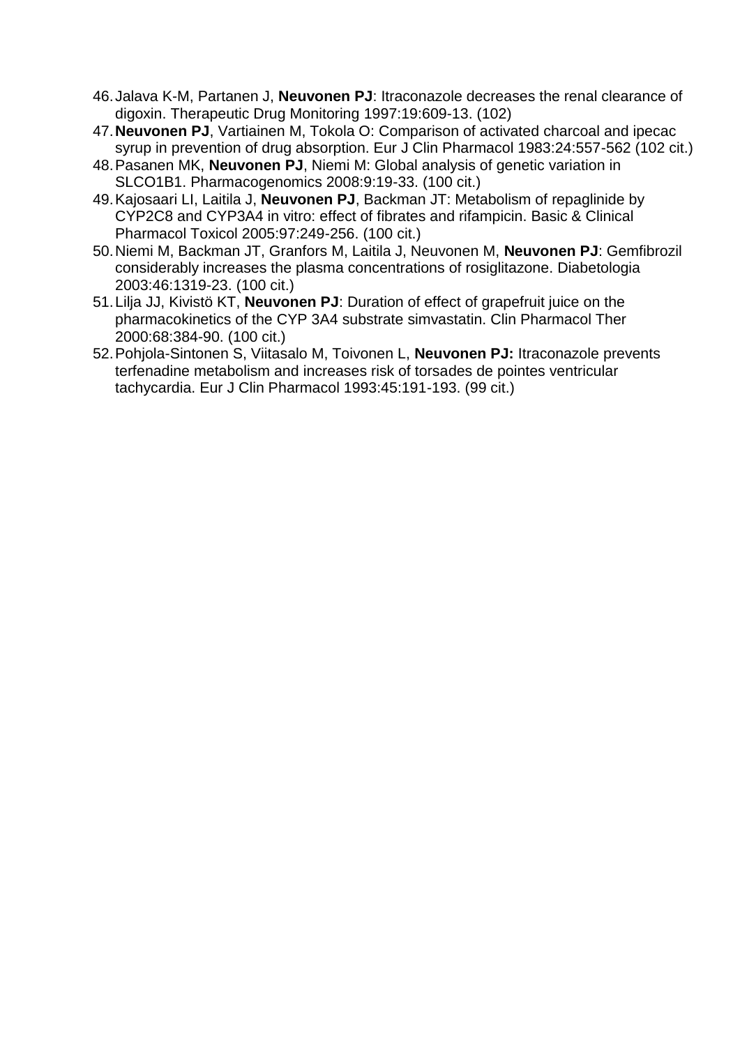46. Jalava K-M, Partanen J, **Neuvonen PJ**: Itraconazole decreases the renal clearance of digoxin. Therapeutic Drug Monitoring 1997:19:609-13. (102)
47. **Neuvonen PJ**, Vartiainen M, Tokola O: Comparison of activated charcoal and ipecac syrup in prevention of drug absorption. Eur J Clin Pharmacol 1983:24:557-562 (102 cit.)
48. Pasanen MK, **Neuvonen PJ**, Niemi M: Global analysis of genetic variation in SLCO1B1. Pharmacogenomics 2008:9:19-33. (100 cit.)
49. Kajosaari LI, Laitila J, **Neuvonen PJ**, Backman JT: Metabolism of repaglinide by CYP2C8 and CYP3A4 in vitro: effect of fibrates and rifampicin. Basic & Clinical Pharmacol Toxicol 2005:97:249-256. (100 cit.)
50. Niemi M, Backman JT, Granfors M, Laitila J, Neuvonen M, **Neuvonen PJ**: Gemfibrozil considerably increases the plasma concentrations of rosiglitazone. Diabetologia 2003:46:1319-23. (100 cit.)
51. Lilja JJ, Kivistö KT, **Neuvonen PJ**: Duration of effect of grapefruit juice on the pharmacokinetics of the CYP 3A4 substrate simvastatin. Clin Pharmacol Ther 2000:68:384-90. (100 cit.)
52. Pohjola-Sintonen S, Viitasalo M, Toivonen L, **Neuvonen PJ:** Itraconazole prevents terfenadine metabolism and increases risk of torsades de pointes ventricular tachycardia. Eur J Clin Pharmacol 1993:45:191-193. (99 cit.)